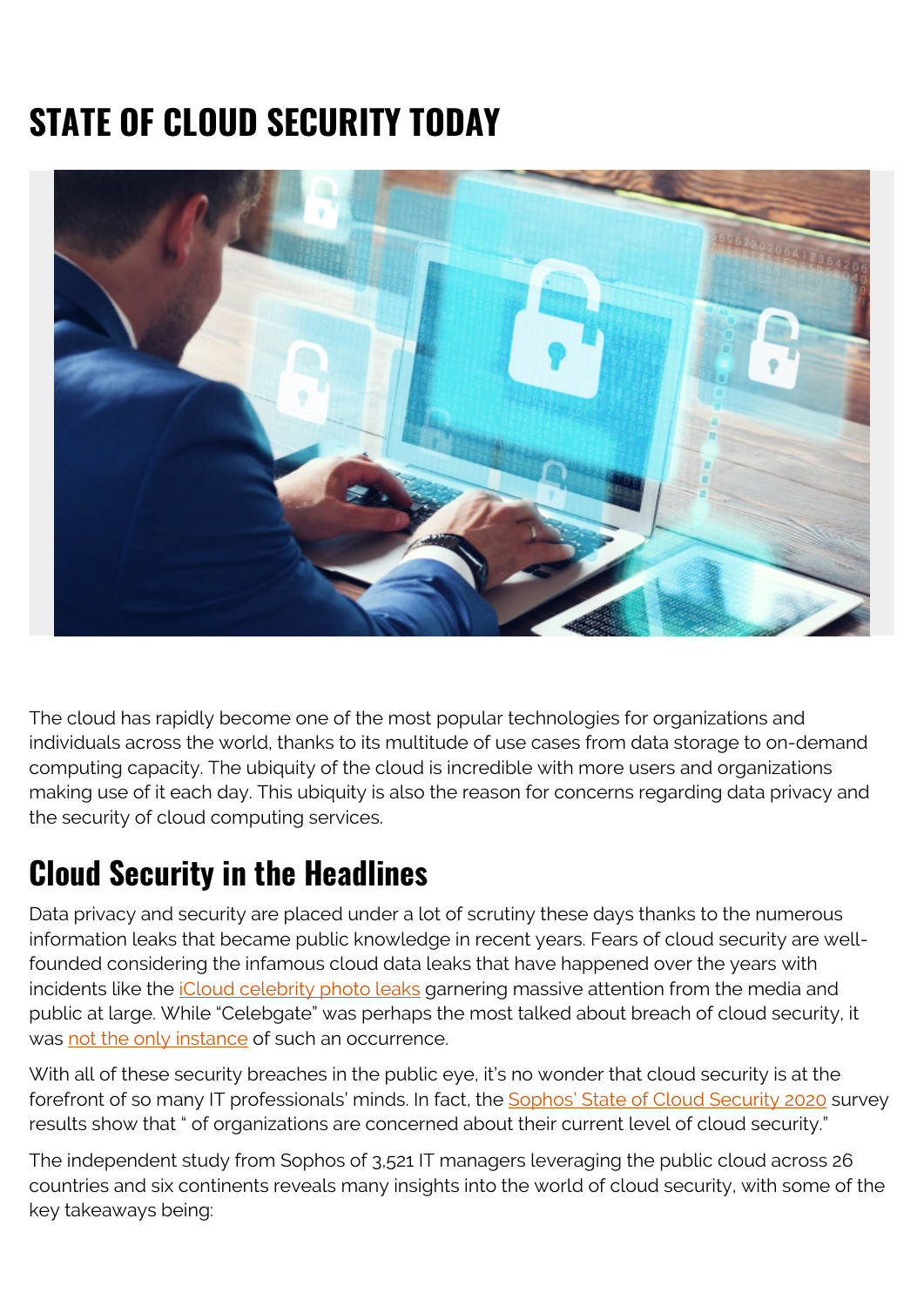# STATE OF CLOUD SECURITY TODAY

The cloud has rapidly become one of the most popular technologies for organizations and individuals across the world, thanks to its multitude of use cases from data storage to on-demand computing capacity. The ubiquity of the cloud is incredible with more users and organizations making use of it each day. This ubiquity is also the reason for concerns regarding data privacy and the security of cloud computing services.

## Cloud Security in the Headlines

Data privacy and security are placed under a lot of scrutiny these days thanks to the numerous information leaks that became public knowledge in recent years. Fears of cloud security are well-founded considering the infamous cloud data leaks that have happened over the years with incidents like the iCloud celebrity photo leaks garnering massive attention from the media and public at large. While "Celebgate" was perhaps the most talked about breach of cloud security, it was not the only instance of such an occurrence.

With all of these security breaches in the public eye, it's no wonder that cloud security is at the forefront of so many IT professionals' minds. In fact, the Sophos' State of Cloud Security 2020 survey results show that " of organizations are concerned about their current level of cloud security."

The independent study from Sophos of 3,521 IT managers leveraging the public cloud across 26 countries and six continents reveals many insights into the world of cloud security, with some of the key takeaways being: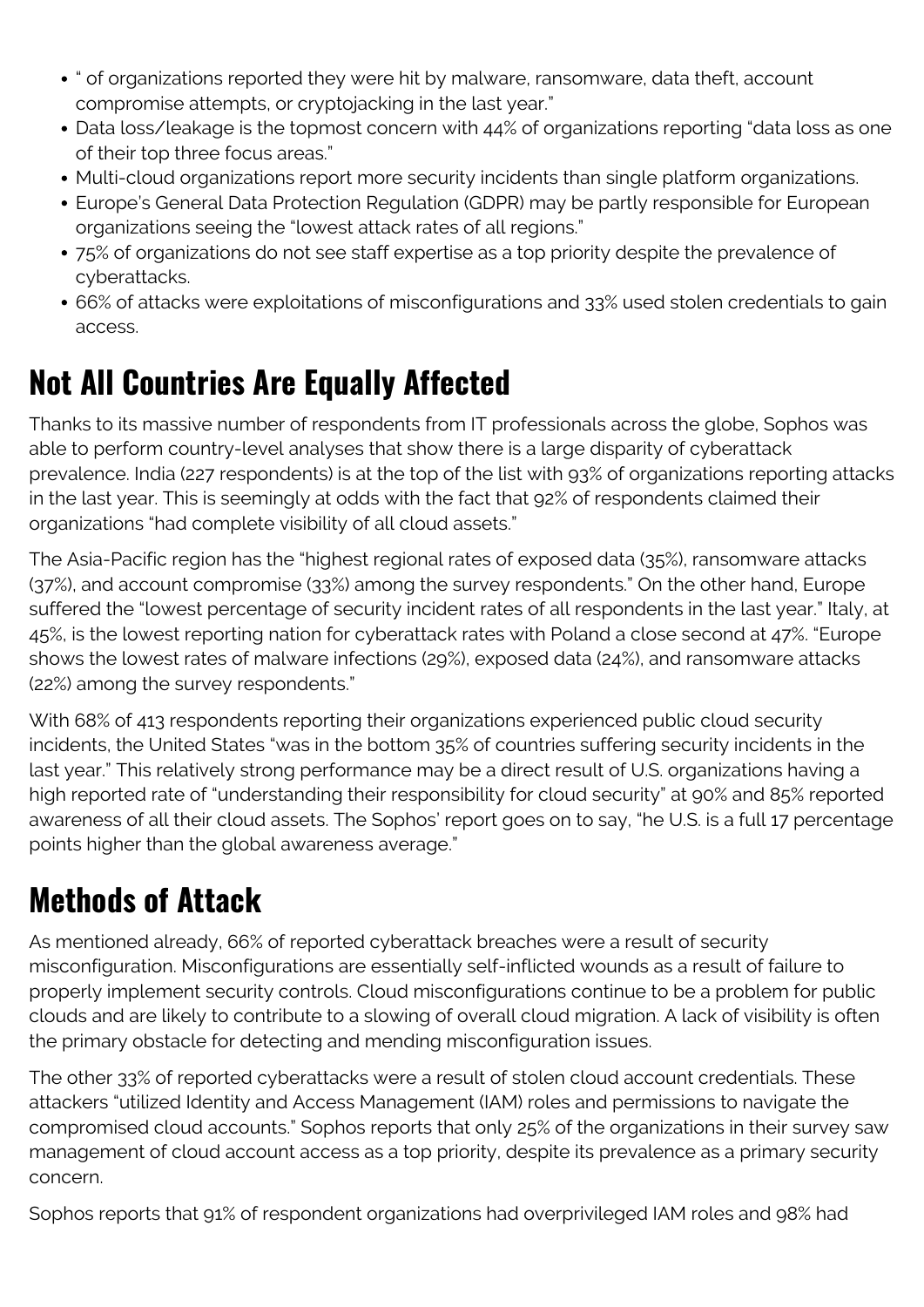- " of organizations reported they were hit by malware, ransomware, data theft, account compromise attempts, or cryptojacking in the last year."
- Data loss/leakage is the topmost concern with 44% of organizations reporting "data loss as one of their top three focus areas."
- Multi-cloud organizations report more security incidents than single platform organizations.
- Europe's General Data Protection Regulation (GDPR) may be partly responsible for European organizations seeing the "lowest attack rates of all regions."
- 75% of organizations do not see staff expertise as a top priority despite the prevalence of cyberattacks.
- 66% of attacks were exploitations of misconfigurations and 33% used stolen credentials to gain access.

## Not All Countries Are Equally Affected

Thanks to its massive number of respondents from IT professionals across the globe, Sophos was able to perform country-level analyses that show there is a large disparity of cyberattack prevalence. India (227 respondents) is at the top of the list with 93% of organizations reporting attacks in the last year. This is seemingly at odds with the fact that 92% of respondents claimed their organizations "had complete visibility of all cloud assets."

The Asia-Pacific region has the "highest regional rates of exposed data (35%), ransomware attacks (37%), and account compromise (33%) among the survey respondents." On the other hand, Europe suffered the "lowest percentage of security incident rates of all respondents in the last year." Italy, at 45%, is the lowest reporting nation for cyberattack rates with Poland a close second at 47%. "Europe shows the lowest rates of malware infections (29%), exposed data (24%), and ransomware attacks (22%) among the survey respondents."

With 68% of 413 respondents reporting their organizations experienced public cloud security incidents, the United States "was in the bottom 35% of countries suffering security incidents in the last year." This relatively strong performance may be a direct result of U.S. organizations having a high reported rate of "understanding their responsibility for cloud security" at 90% and 85% reported awareness of all their cloud assets. The Sophos' report goes on to say, "he U.S. is a full 17 percentage points higher than the global awareness average."

## Methods of Attack

As mentioned already, 66% of reported cyberattack breaches were a result of security misconfiguration. Misconfigurations are essentially self-inflicted wounds as a result of failure to properly implement security controls. Cloud misconfigurations continue to be a problem for public clouds and are likely to contribute to a slowing of overall cloud migration. A lack of visibility is often the primary obstacle for detecting and mending misconfiguration issues.

The other 33% of reported cyberattacks were a result of stolen cloud account credentials. These attackers "utilized Identity and Access Management (IAM) roles and permissions to navigate the compromised cloud accounts." Sophos reports that only 25% of the organizations in their survey saw management of cloud account access as a top priority, despite its prevalence as a primary security concern.

Sophos reports that 91% of respondent organizations had overprivileged IAM roles and 98% had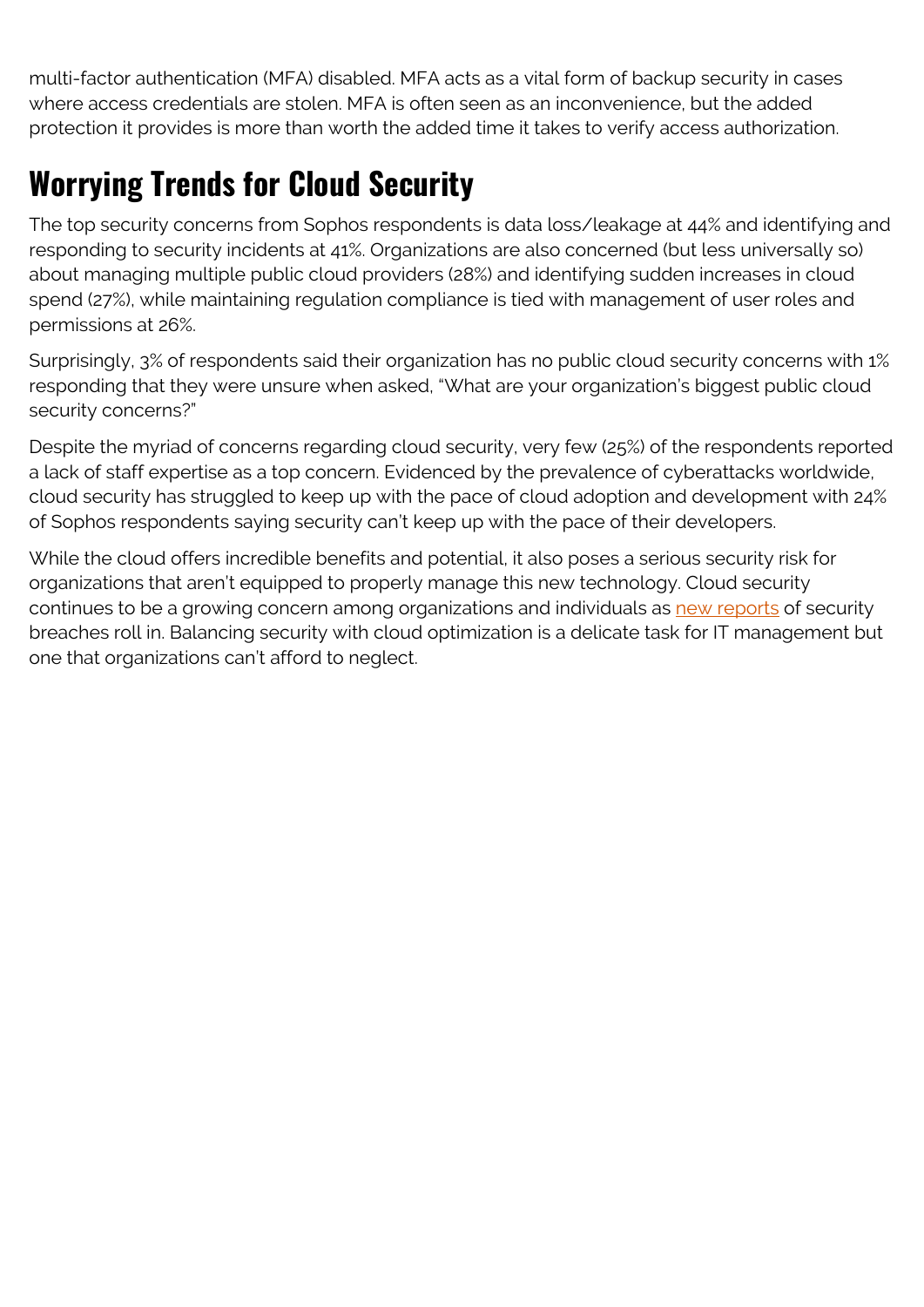multi-factor authentication (MFA) disabled. MFA acts as a vital form of backup security in cases where access credentials are stolen. MFA is often seen as an inconvenience, but the added protection it provides is more than worth the added time it takes to verify access authorization.

## Worrying Trends for Cloud Security

The top security concerns from Sophos respondents is data loss/leakage at 44% and identifying and responding to security incidents at 41%. Organizations are also concerned (but less universally so) about managing multiple public cloud providers (28%) and identifying sudden increases in cloud spend (27%), while maintaining regulation compliance is tied with management of user roles and permissions at 26%.

Surprisingly, 3% of respondents said their organization has no public cloud security concerns with 1% responding that they were unsure when asked, "What are your organization's biggest public cloud security concerns?"

Despite the myriad of concerns regarding cloud security, very few (25%) of the respondents reported a lack of staff expertise as a top concern. Evidenced by the prevalence of cyberattacks worldwide, cloud security has struggled to keep up with the pace of cloud adoption and development with 24% of Sophos respondents saying security can't keep up with the pace of their developers.

While the cloud offers incredible benefits and potential, it also poses a serious security risk for organizations that aren't equipped to properly manage this new technology. Cloud security continues to be a growing concern among organizations and individuals as new reports of security breaches roll in. Balancing security with cloud optimization is a delicate task for IT management but one that organizations can't afford to neglect.